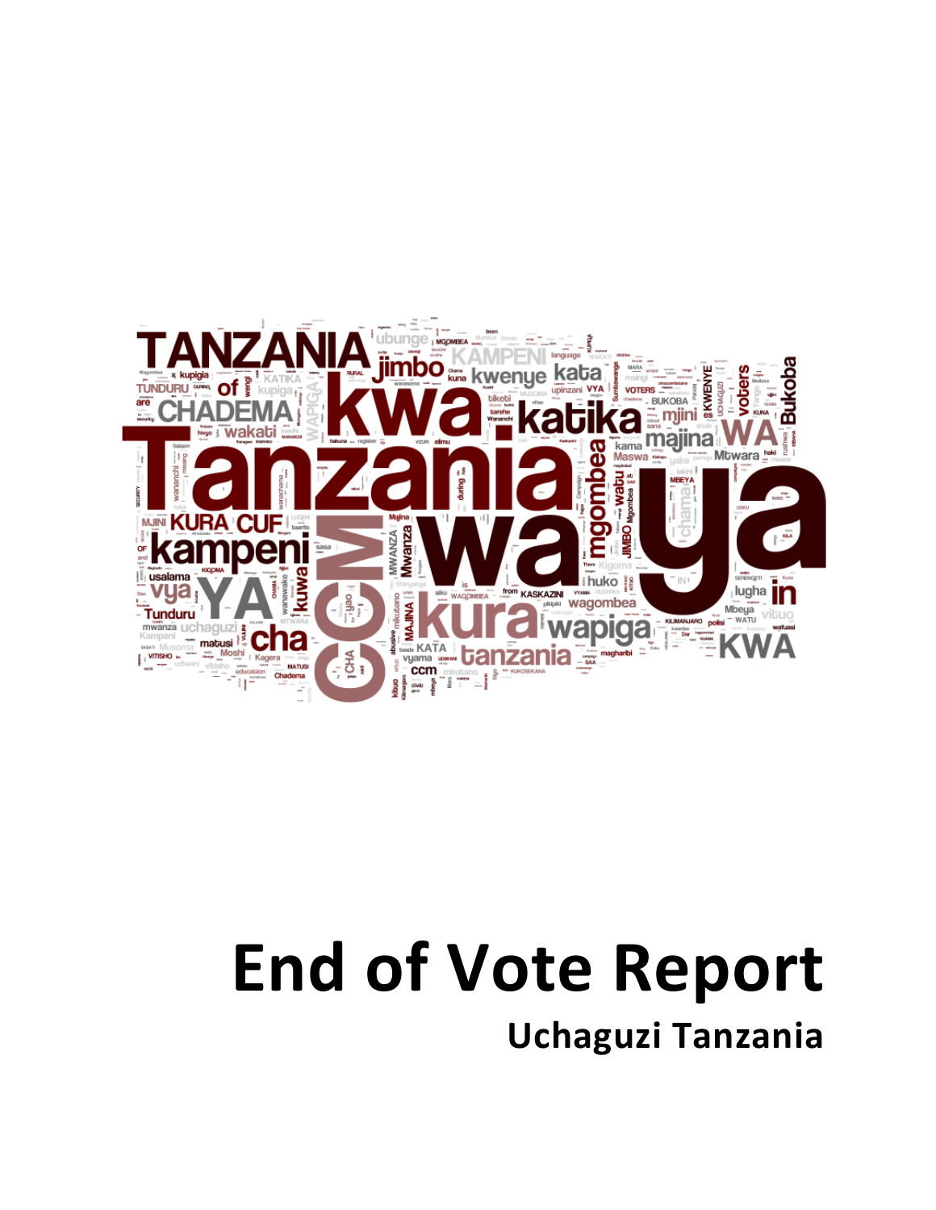# End of Vote Report

## Uchaguzi Tanzania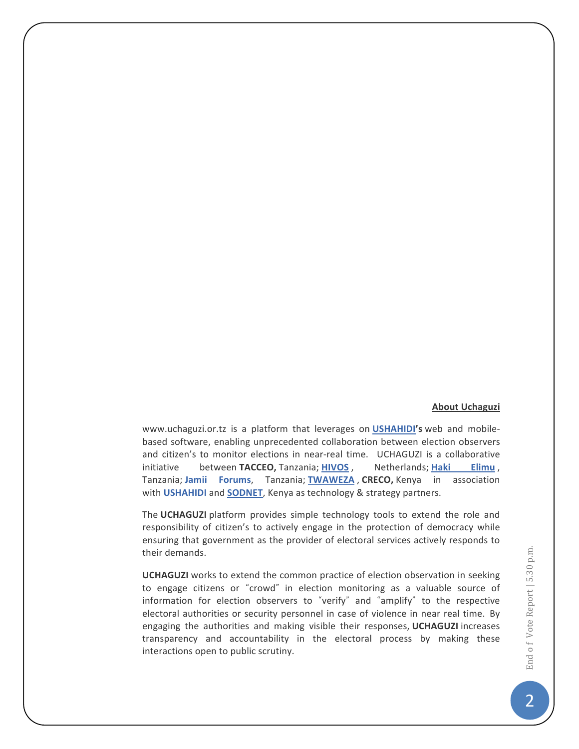## About Uchaguzi

www.uchaguzi.or.tz is a platform that leverages on **USHAHIDI's** web and mobile-based software, enabling unprecedented collaboration between election observers and citizen's to monitor elections in near-real time. UCHAGUZI is a collaborative initiative between **TACCEO,** Tanzania; **HIVOS**, Netherlands; **Haki Elimu**, Tanzania; **Jamii Forums**, Tanzania; **TWAWEZA**, **CRECO,** Kenya in association with **USHAHIDI** and **SODNET**, Kenya as technology & strategy partners.

The **UCHAGUZI** platform provides simple technology tools to extend the role and responsibility of citizen's to actively engage in the protection of democracy while ensuring that government as the provider of electoral services actively responds to their demands.

**UCHAGUZI** works to extend the common practice of election observation in seeking to engage citizens or "crowd" in election monitoring as a valuable source of information for election observers to "verify" and "amplify" to the respective electoral authorities or security personnel in case of violence in near real time. By engaging the authorities and making visible their responses, **UCHAGUZI** increases transparency and accountability in the electoral process by making these interactions open to public scrutiny.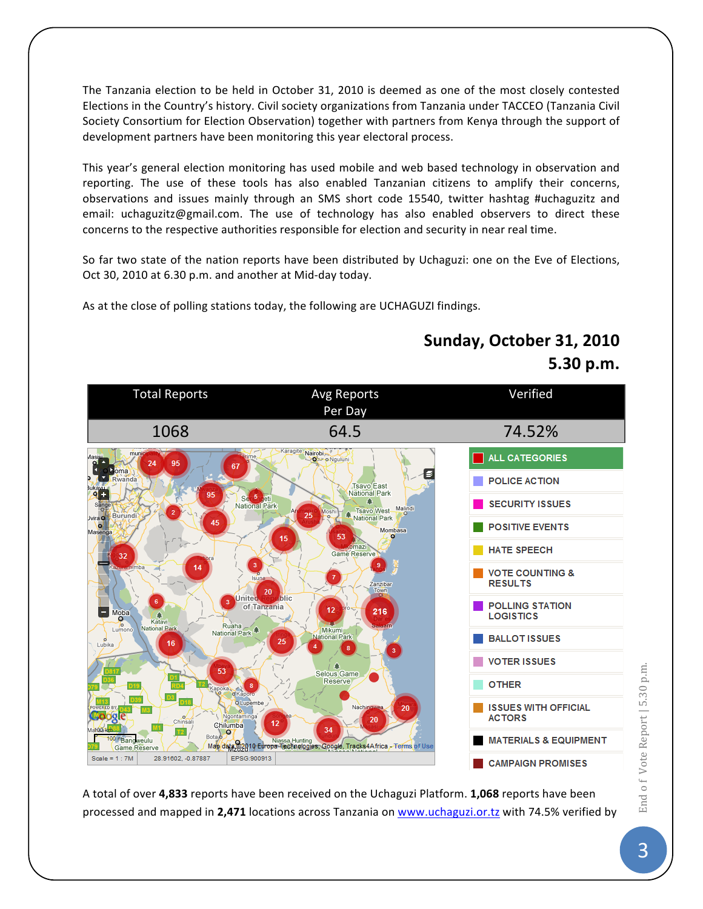The Tanzania election to be held in October 31, 2010 is deemed as one of the most closely contested Elections in the Country's history. Civil society organizations from Tanzania under TACCEO (Tanzania Civil Society Consortium for Election Observation) together with partners from Kenya through the support of development partners have been monitoring this year electoral process.

This year's general election monitoring has used mobile and web based technology in observation and reporting. The use of these tools has also enabled Tanzanian citizens to amplify their concerns, observations and issues mainly through an SMS short code 15540, twitter hashtag #uchaguzitz and email: uchaguzitz@gmail.com. The use of technology has also enabled observers to direct these concerns to the respective authorities responsible for election and security in near real time.

So far two state of the nation reports have been distributed by Uchaguzi: one on the Eve of Elections, Oct 30, 2010 at 6.30 p.m. and another at Mid-day today.

As at the close of polling stations today, the following are UCHAGUZI findings.

## Sunday, October 31, 2010
## 5.30 p.m.

| Total Reports | Avg Reports Per Day | Verified |
|---|---|---|
| 1068 | 64.5 | 74.52% |

- ALL CATEGORIES
- POLICE ACTION
- SECURITY ISSUES
- POSITIVE EVENTS
- HATE SPEECH
- VOTE COUNTING & RESULTS
- POLLING STATION LOGISTICS
- BALLOT ISSUES
- VOTER ISSUES
- OTHER
- ISSUES WITH OFFICIAL ACTORS
- MATERIALS & EQUIPMENT
- CAMPAIGN PROMISES

A total of over **4,833** reports have been received on the Uchaguzi Platform. **1,068** reports have been processed and mapped in **2,471** locations across Tanzania on [www.uchaguzi.or.tz](http://www.uchaguzi.or.tz) with 74.5% verified by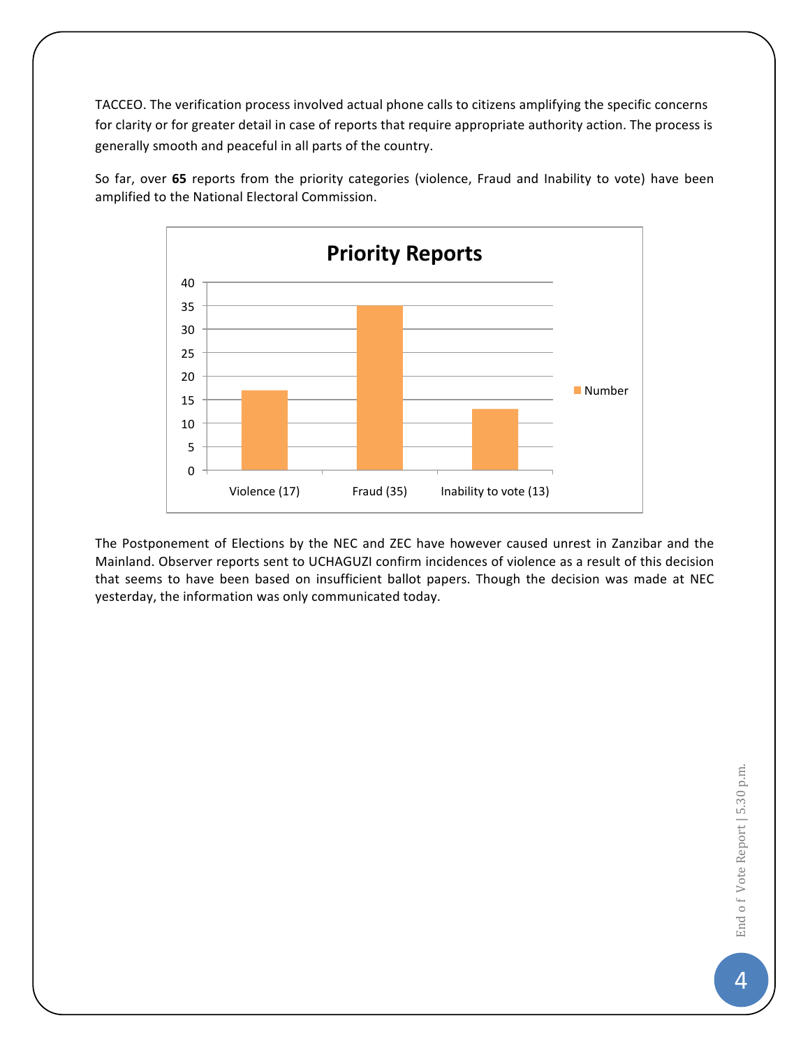TACCEO. The verification process involved actual phone calls to citizens amplifying the specific concerns for clarity or for greater detail in case of reports that require appropriate authority action. The process is generally smooth and peaceful in all parts of the country.

So far, over **65** reports from the priority categories (violence, Fraud and Inability to vote) have been amplified to the National Electoral Commission.

**Priority Reports**

| Category | Number |
|---|---|
| Violence (17) | 17 |
| Fraud (35) | 35 |
| Inability to vote (13) | 13 |

The Postponement of Elections by the NEC and ZEC have however caused unrest in Zanzibar and the Mainland. Observer reports sent to UCHAGUZI confirm incidences of violence as a result of this decision that seems to have been based on insufficient ballot papers. Though the decision was made at NEC yesterday, the information was only communicated today.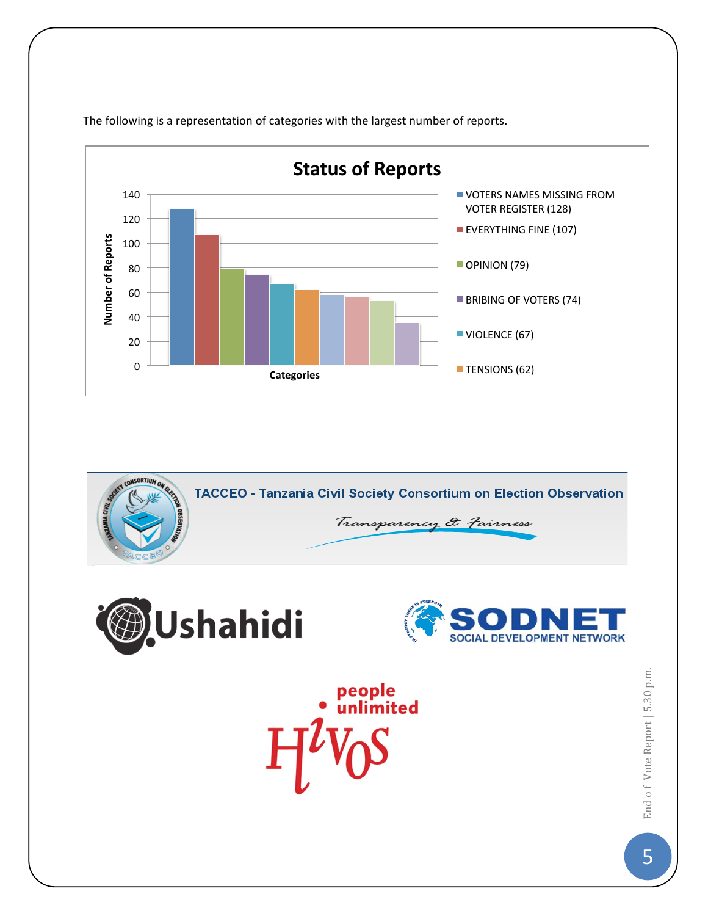The following is a representation of categories with the largest number of reports.

**Status of Reports**

Number of Reports

140
120
100
80
60
40
20
0

Categories

VOTERS NAMES MISSING FROM VOTER REGISTER (128)
EVERYTHING FINE (107)
OPINION (79)
BRIBING OF VOTERS (74)
VIOLENCE (67)
TENSIONS (62)

TACCEO - Tanzania Civil Society Consortium on Election Observation

*Transparency & Fairness*

Ushahidi

SODNET
SOCIAL DEVELOPMENT NETWORK

people unlimited
Hivos